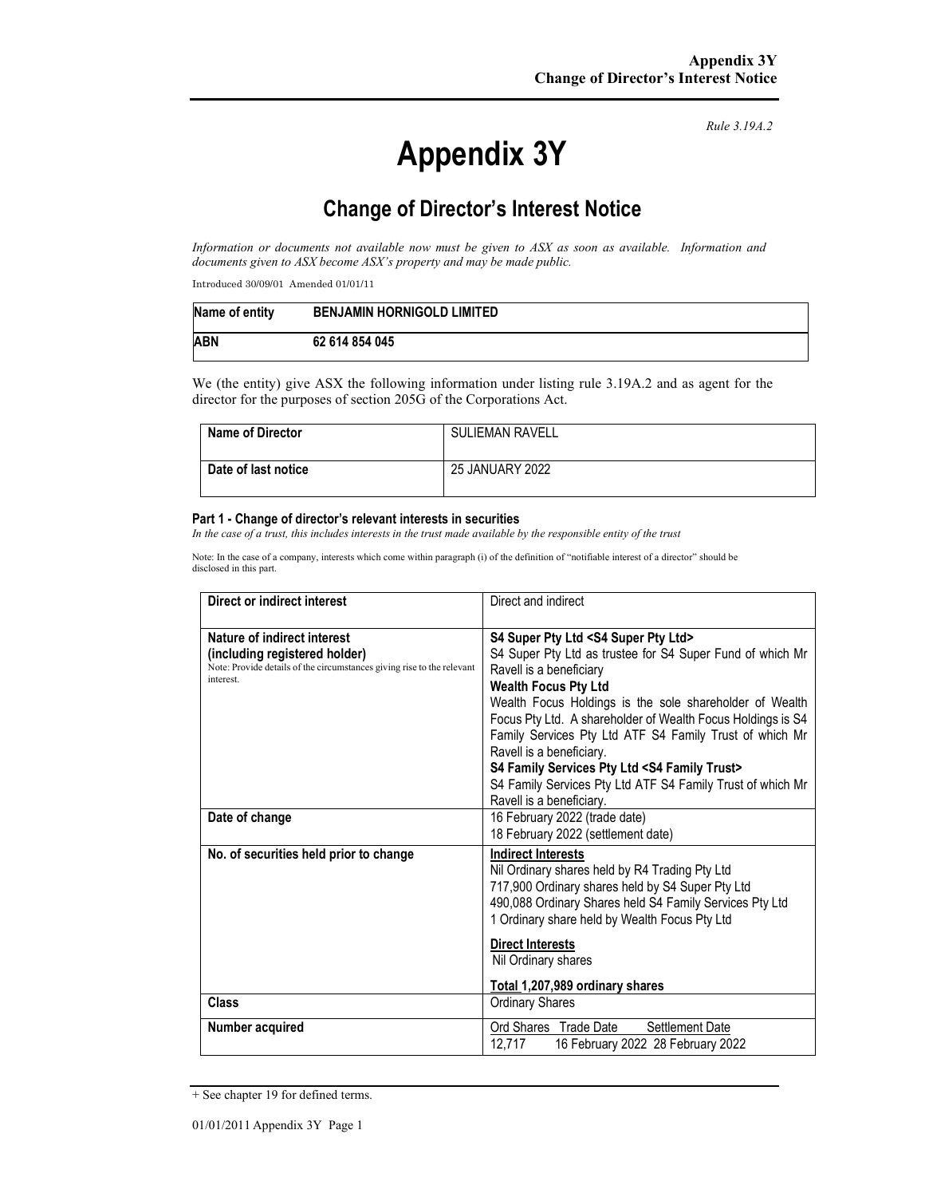*Rule 3.19A.2*

# Appendix 3Y

## Change of Director's Interest Notice

*Information or documents not available now must be given to ASX as soon as available. Information and documents given to ASX become ASX's property and may be made public.*

Introduced 30/09/01 Amended 01/01/11

| Name of entity | BENJAMIN HORNIGOLD LIMITED |
|---|---|
| ABN | 62 614 854 045 |

We (the entity) give ASX the following information under listing rule 3.19A.2 and as agent for the director for the purposes of section 205G of the Corporations Act.

| Name of Director | SULIEMAN RAVELL |
|---|---|
| Date of last notice | 25 JANUARY 2022 |

**Part 1 - Change of director's relevant interests in securities**

*In the case of a trust, this includes interests in the trust made available by the responsible entity of the trust*

Note: In the case of a company, interests which come within paragraph (i) of the definition of "notifiable interest of a director" should be disclosed in this part.

| Direct or indirect interest | Direct and indirect |
|---|---|
| **Nature of indirect interest (including registered holder)**<br>Note: Provide details of the circumstances giving rise to the relevant interest. | **S4 Super Pty Ltd <S4 Super Pty Ltd>**<br>S4 Super Pty Ltd as trustee for S4 Super Fund of which Mr Ravell is a beneficiary<br>**Wealth Focus Pty Ltd**<br>Wealth Focus Holdings is the sole shareholder of Wealth Focus Pty Ltd. A shareholder of Wealth Focus Holdings is S4 Family Services Pty Ltd ATF S4 Family Trust of which Mr Ravell is a beneficiary.<br>**S4 Family Services Pty Ltd <S4 Family Trust>**<br>S4 Family Services Pty Ltd ATF S4 Family Trust of which Mr Ravell is a beneficiary. |
| **Date of change** | 16 February 2022 (trade date)<br>18 February 2022 (settlement date) |
| **No. of securities held prior to change** | **Indirect Interests**<br>Nil Ordinary shares held by R4 Trading Pty Ltd<br>717,900 Ordinary shares held by S4 Super Pty Ltd<br>490,088 Ordinary Shares held S4 Family Services Pty Ltd<br>1 Ordinary share held by Wealth Focus Pty Ltd<br><br>**Direct Interests**<br>Nil Ordinary shares<br><br>**Total 1,207,989 ordinary shares** |
| **Class** | Ordinary Shares |
| **Number acquired** | Ord Shares Trade Date Settlement Date<br>12,717 16 February 2022 28 February 2022 |

+ See chapter 19 for defined terms.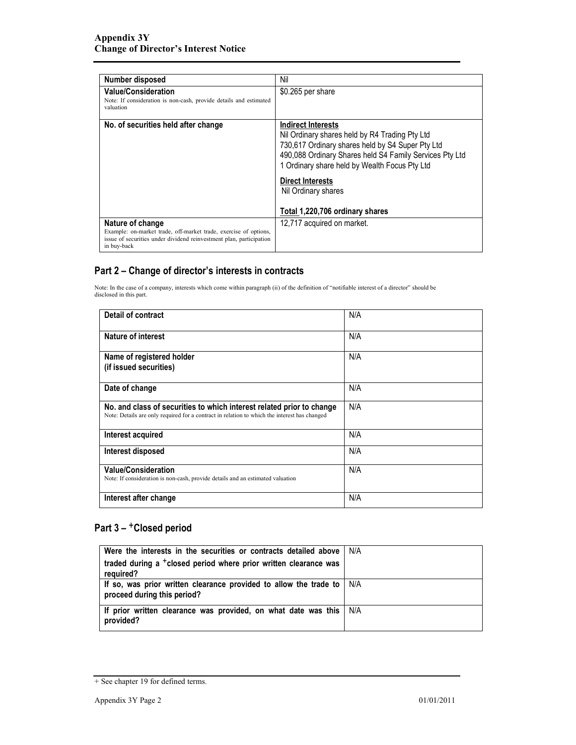| | |
|---|---|
| **Number disposed** | Nil |
| **Value/Consideration**<br>Note: If consideration is non-cash, provide details and estimated valuation | $0.265 per share |
| **No. of securities held after change** | **Indirect Interests**<br>Nil Ordinary shares held by R4 Trading Pty Ltd<br>730,617 Ordinary shares held by S4 Super Pty Ltd<br>490,088 Ordinary Shares held S4 Family Services Pty Ltd<br>1 Ordinary share held by Wealth Focus Pty Ltd<br><br>**Direct Interests**<br>Nil Ordinary shares<br><br>**Total 1,220,706 ordinary shares** |
| **Nature of change**<br>Example: on-market trade, off-market trade, exercise of options, issue of securities under dividend reinvestment plan, participation in buy-back | 12,717 acquired on market. |

## Part 2 – Change of director's interests in contracts

Note: In the case of a company, interests which come within paragraph (ii) of the definition of "notifiable interest of a director" should be disclosed in this part.

| | |
|---|---|
| **Detail of contract** | N/A |
| **Nature of interest** | N/A |
| **Name of registered holder**<br>**(if issued securities)** | N/A |
| **Date of change** | N/A |
| **No. and class of securities to which interest related prior to change**<br>Note: Details are only required for a contract in relation to which the interest has changed | N/A |
| **Interest acquired** | N/A |
| **Interest disposed** | N/A |
| **Value/Consideration**<br>Note: If consideration is non-cash, provide details and an estimated valuation | N/A |
| **Interest after change** | N/A |

## Part 3 – +Closed period

| | |
|---|---|
| **Were the interests in the securities or contracts detailed above traded during a +closed period where prior written clearance was required?** | N/A |
| **If so, was prior written clearance provided to allow the trade to proceed during this period?** | N/A |
| **If prior written clearance was provided, on what date was this provided?** | N/A |

+ See chapter 19 for defined terms.